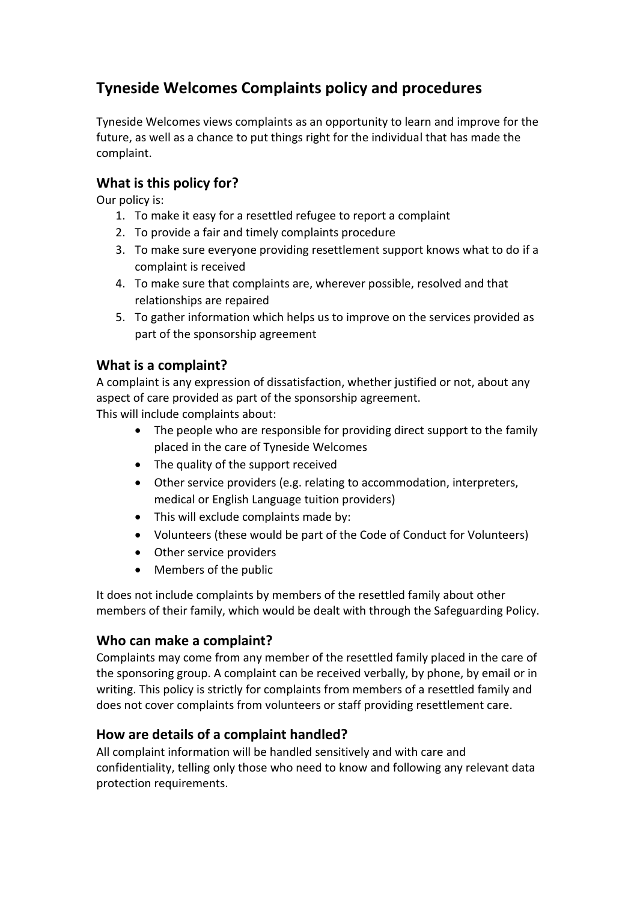# Tyneside Welcomes Complaints policy and procedures

Tyneside Welcomes views complaints as an opportunity to learn and improve for the future, as well as a chance to put things right for the individual that has made the complaint.

## What is this policy for?

Our policy is:

1. To make it easy for a resettled refugee to report a complaint
2. To provide a fair and timely complaints procedure
3. To make sure everyone providing resettlement support knows what to do if a complaint is received
4. To make sure that complaints are, wherever possible, resolved and that relationships are repaired
5. To gather information which helps us to improve on the services provided as part of the sponsorship agreement

## What is a complaint?

A complaint is any expression of dissatisfaction, whether justified or not, about any aspect of care provided as part of the sponsorship agreement.
This will include complaints about:

- The people who are responsible for providing direct support to the family placed in the care of Tyneside Welcomes
- The quality of the support received
- Other service providers (e.g. relating to accommodation, interpreters, medical or English Language tuition providers)
- This will exclude complaints made by:
- Volunteers (these would be part of the Code of Conduct for Volunteers)
- Other service providers
- Members of the public

It does not include complaints by members of the resettled family about other members of their family, which would be dealt with through the Safeguarding Policy.

## Who can make a complaint?

Complaints may come from any member of the resettled family placed in the care of the sponsoring group. A complaint can be received verbally, by phone, by email or in writing. This policy is strictly for complaints from members of a resettled family and does not cover complaints from volunteers or staff providing resettlement care.

## How are details of a complaint handled?

All complaint information will be handled sensitively and with care and confidentiality, telling only those who need to know and following any relevant data protection requirements.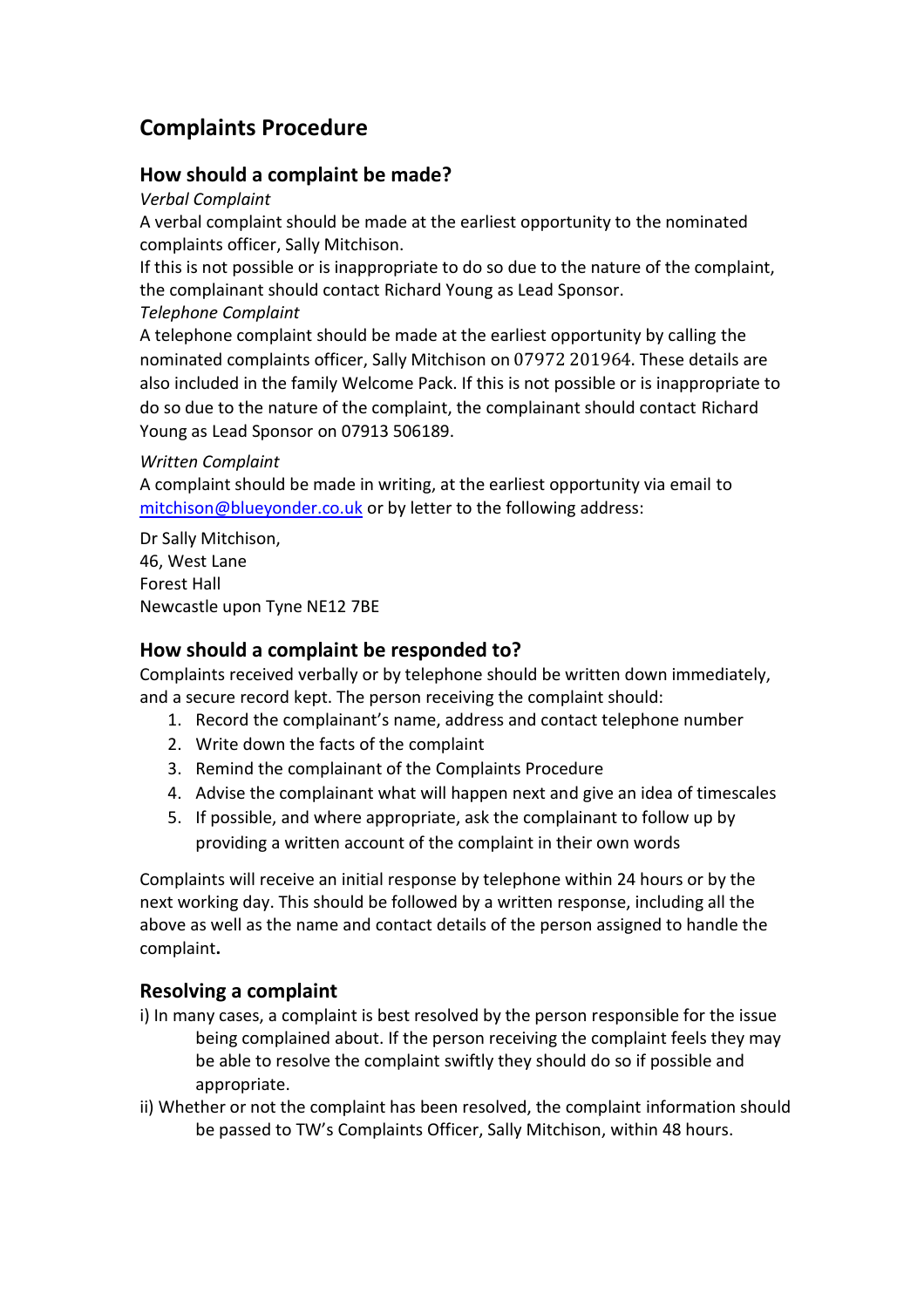# Complaints Procedure

## How should a complaint be made?

*Verbal Complaint*

A verbal complaint should be made at the earliest opportunity to the nominated complaints officer, Sally Mitchison.

If this is not possible or is inappropriate to do so due to the nature of the complaint, the complainant should contact Richard Young as Lead Sponsor.

*Telephone Complaint*

A telephone complaint should be made at the earliest opportunity by calling the nominated complaints officer, Sally Mitchison on 07972 201964. These details are also included in the family Welcome Pack. If this is not possible or is inappropriate to do so due to the nature of the complaint, the complainant should contact Richard Young as Lead Sponsor on 07913 506189.

*Written Complaint*

A complaint should be made in writing, at the earliest opportunity via email to mitchison@blueyonder.co.uk or by letter to the following address:

Dr Sally Mitchison,
46, West Lane
Forest Hall
Newcastle upon Tyne NE12 7BE

## How should a complaint be responded to?

Complaints received verbally or by telephone should be written down immediately, and a secure record kept. The person receiving the complaint should:

1. Record the complainant's name, address and contact telephone number
2. Write down the facts of the complaint
3. Remind the complainant of the Complaints Procedure
4. Advise the complainant what will happen next and give an idea of timescales
5. If possible, and where appropriate, ask the complainant to follow up by providing a written account of the complaint in their own words

Complaints will receive an initial response by telephone within 24 hours or by the next working day. This should be followed by a written response, including all the above as well as the name and contact details of the person assigned to handle the complaint**.**

## Resolving a complaint

i) In many cases, a complaint is best resolved by the person responsible for the issue being complained about. If the person receiving the complaint feels they may be able to resolve the complaint swiftly they should do so if possible and appropriate.

ii) Whether or not the complaint has been resolved, the complaint information should be passed to TW's Complaints Officer, Sally Mitchison, within 48 hours.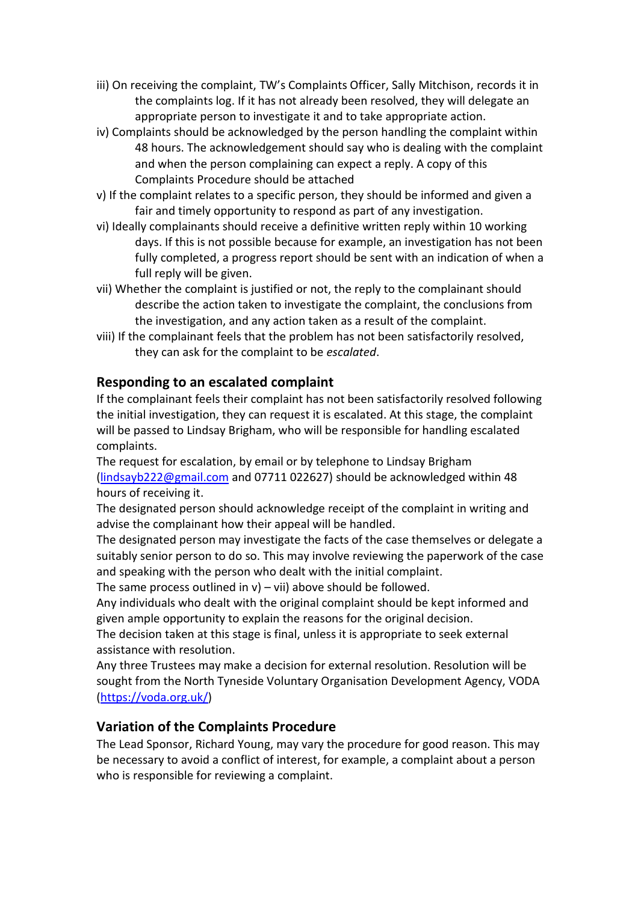iii) On receiving the complaint, TW's Complaints Officer, Sally Mitchison, records it in the complaints log. If it has not already been resolved, they will delegate an appropriate person to investigate it and to take appropriate action.

iv) Complaints should be acknowledged by the person handling the complaint within 48 hours. The acknowledgement should say who is dealing with the complaint and when the person complaining can expect a reply. A copy of this Complaints Procedure should be attached

v) If the complaint relates to a specific person, they should be informed and given a fair and timely opportunity to respond as part of any investigation.

vi) Ideally complainants should receive a definitive written reply within 10 working days. If this is not possible because for example, an investigation has not been fully completed, a progress report should be sent with an indication of when a full reply will be given.

vii) Whether the complaint is justified or not, the reply to the complainant should describe the action taken to investigate the complaint, the conclusions from the investigation, and any action taken as a result of the complaint.

viii) If the complainant feels that the problem has not been satisfactorily resolved, they can ask for the complaint to be *escalated*.

## Responding to an escalated complaint

If the complainant feels their complaint has not been satisfactorily resolved following the initial investigation, they can request it is escalated. At this stage, the complaint will be passed to Lindsay Brigham, who will be responsible for handling escalated complaints.

The request for escalation, by email or by telephone to Lindsay Brigham ([lindsayb222@gmail.com](mailto:lindsayb222@gmail.com) and 07711 022627) should be acknowledged within 48 hours of receiving it.

The designated person should acknowledge receipt of the complaint in writing and advise the complainant how their appeal will be handled.

The designated person may investigate the facts of the case themselves or delegate a suitably senior person to do so. This may involve reviewing the paperwork of the case and speaking with the person who dealt with the initial complaint.

The same process outlined in v) – vii) above should be followed.

Any individuals who dealt with the original complaint should be kept informed and given ample opportunity to explain the reasons for the original decision.

The decision taken at this stage is final, unless it is appropriate to seek external assistance with resolution.

Any three Trustees may make a decision for external resolution. Resolution will be sought from the North Tyneside Voluntary Organisation Development Agency, VODA ([https://voda.org.uk/](https://voda.org.uk/))

## Variation of the Complaints Procedure

The Lead Sponsor, Richard Young, may vary the procedure for good reason. This may be necessary to avoid a conflict of interest, for example, a complaint about a person who is responsible for reviewing a complaint.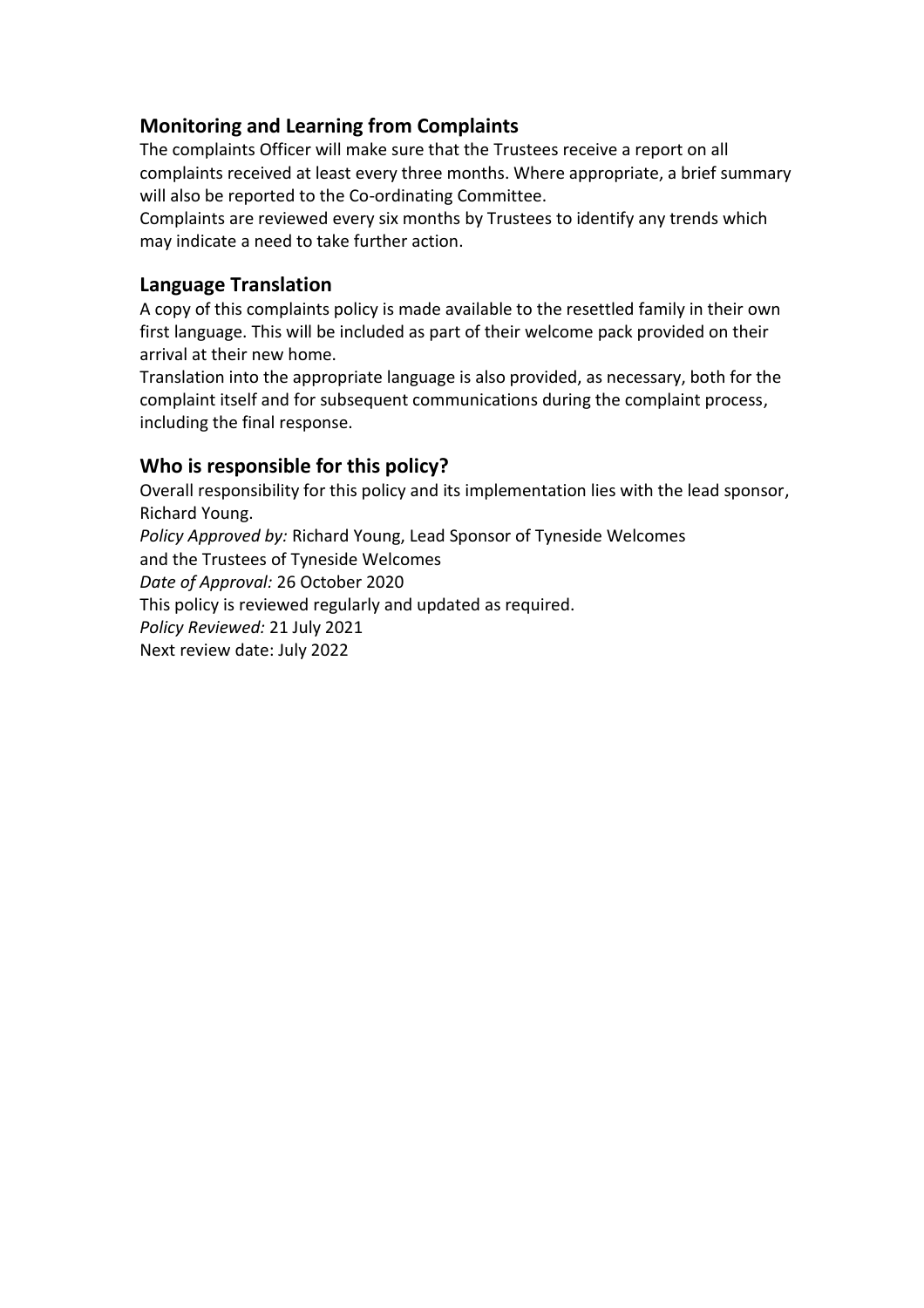## Monitoring and Learning from Complaints

The complaints Officer will make sure that the Trustees receive a report on all complaints received at least every three months. Where appropriate, a brief summary will also be reported to the Co-ordinating Committee.

Complaints are reviewed every six months by Trustees to identify any trends which may indicate a need to take further action.

## Language Translation

A copy of this complaints policy is made available to the resettled family in their own first language. This will be included as part of their welcome pack provided on their arrival at their new home.

Translation into the appropriate language is also provided, as necessary, both for the complaint itself and for subsequent communications during the complaint process, including the final response.

## Who is responsible for this policy?

Overall responsibility for this policy and its implementation lies with the lead sponsor, Richard Young.

*Policy Approved by:* Richard Young, Lead Sponsor of Tyneside Welcomes and the Trustees of Tyneside Welcomes

*Date of Approval:* 26 October 2020

This policy is reviewed regularly and updated as required.

*Policy Reviewed:* 21 July 2021

Next review date: July 2022